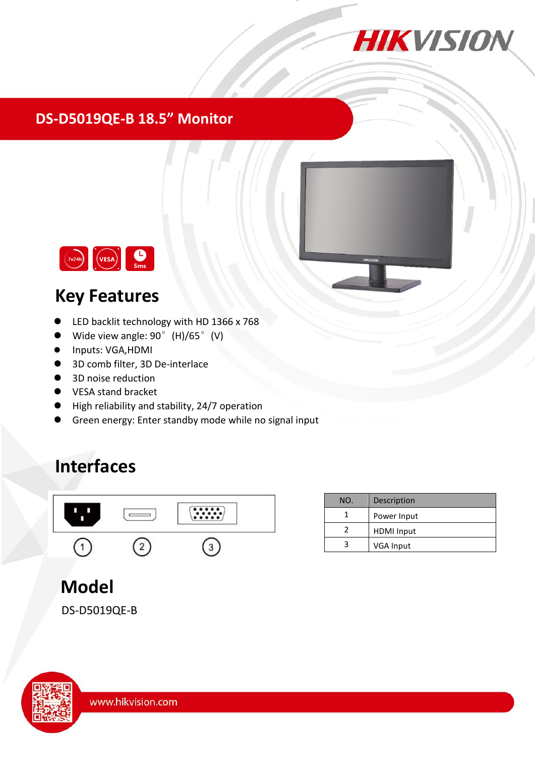# DS-D5019QE-B 18.5" Monitor

## Key Features

- LED backlit technology with HD 1366 x 768
- Wide view angle: 90° (H)/65° (V)
- Inputs: VGA,HDMI
- 3D comb filter, 3D De-interlace
- 3D noise reduction
- VESA stand bracket
- High reliability and stability, 24/7 operation
- Green energy: Enter standby mode while no signal input

## Interfaces

| NO. | Description |
| --- | --- |
| 1 | Power Input |
| 2 | HDMI Input |
| 3 | VGA Input |

## Model

DS-D5019QE-B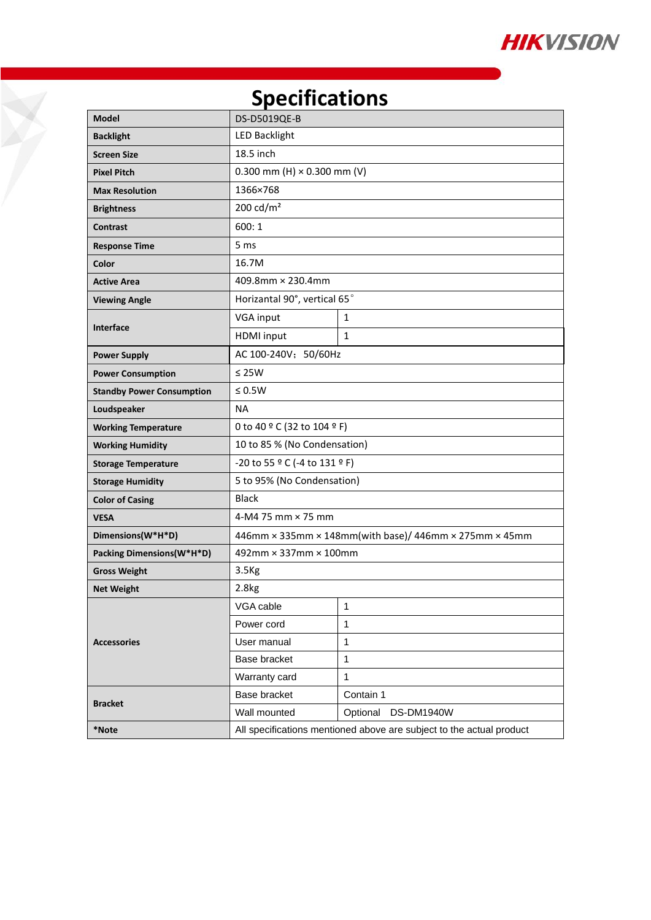# Specifications

| Model | DS-D5019QE-B | |
|---|---|---|
| Backlight | LED Backlight | |
| Screen Size | 18.5 inch | |
| Pixel Pitch | 0.300 mm (H) × 0.300 mm (V) | |
| Max Resolution | 1366×768 | |
| Brightness | 200 cd/m² | |
| Contrast | 600: 1 | |
| Response Time | 5 ms | |
| Color | 16.7M | |
| Active Area | 409.8mm × 230.4mm | |
| Viewing Angle | Horizantal 90°, vertical 65° | |
| Interface | VGA input | 1 |
| | HDMI input | 1 |
| Power Supply | AC 100-240V； 50/60Hz | |
| Power Consumption | ≤ 25W | |
| Standby Power Consumption | ≤ 0.5W | |
| Loudspeaker | NA | |
| Working Temperature | 0 to 40 º C (32 to 104 º F) | |
| Working Humidity | 10 to 85 % (No Condensation) | |
| Storage Temperature | -20 to 55 º C (-4 to 131 º F) | |
| Storage Humidity | 5 to 95% (No Condensation) | |
| Color of Casing | Black | |
| VESA | 4-M4 75 mm × 75 mm | |
| Dimensions(W*H*D) | 446mm × 335mm × 148mm(with base)/ 446mm × 275mm × 45mm | |
| Packing Dimensions(W*H*D) | 492mm × 337mm × 100mm | |
| Gross Weight | 3.5Kg | |
| Net Weight | 2.8kg | |
| Accessories | VGA cable | 1 |
| | Power cord | 1 |
| | User manual | 1 |
| | Base bracket | 1 |
| | Warranty card | 1 |
| Bracket | Base bracket | Contain 1 |
| | Wall mounted | Optional DS-DM1940W |
| *Note | All specifications mentioned above are subject to the actual product | |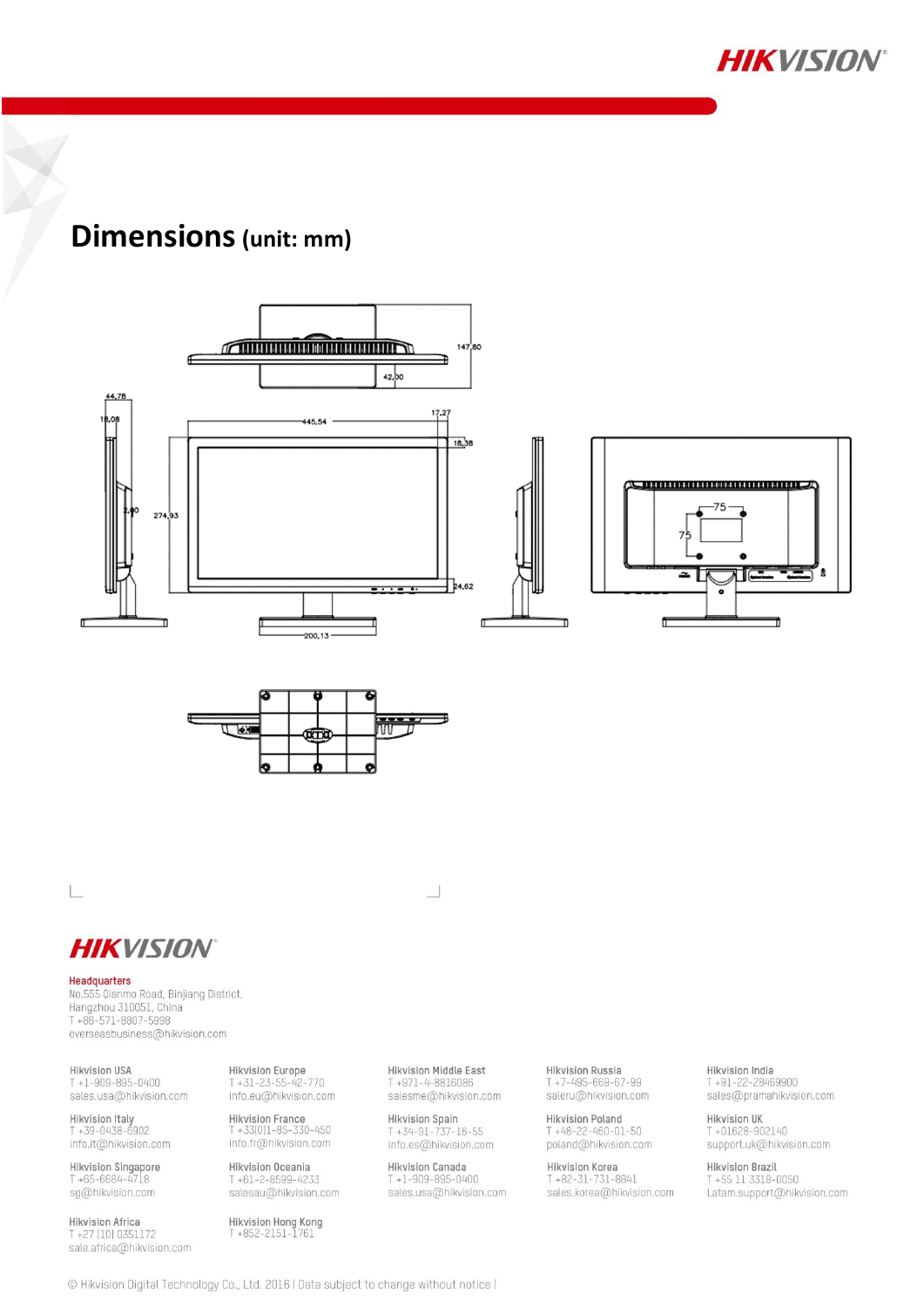## Dimensions (unit: mm)

147,80
42,00
44,78
18,08
445,54
17,27
18,38
2,00
274,93
24,62
200,13
75
75

**HIKVISION**

**Headquarters**
No.555 Qianmo Road, Binjiang District,
Hangzhou 310051, China
T +86-571-8807-5998
overseasbusiness@hikvision.com

Hikvision USA
T +1-909-895-0400
sales.usa@hikvision.com

Hikvision Europe
T +31-23-55-42-770
info.eu@hikvision.com

Hikvision Middle East
T +971-4-8816086
salesme@hikvision.com

Hikvision Russia
T +7-495-669-67-99
saleru@hikvision.com

Hikvision India
T +91-22-28469900
sales@pramahikvision.com

Hikvision Italy
T +39-0438-6902
info.it@hikvision.com

Hikvision France
T +33(0)1-85-330-450
info.fr@hikvision.com

Hikvision Spain
T +34-91-737-16-55
info.es@hikvision.com

Hikvision Poland
T +48-22-460-01-50
poland@hikvision.com

Hikvision UK
T +01628-902140
support.uk@hikvision.com

Hikvision Singapore
T +65-6684-4718
sg@hikvision.com

Hikvision Oceania
T +61-2-8599-4233
salesau@hikvision.com

Hikvision Canada
T +1-909-895-0400
sales.usa@hikvision.com

Hikvision Korea
T +82-31-731-8841
sales.korea@hikvision.com

Hikvision Brazil
T +55 11 3318-0050
Latam.support@hikvision.com

Hikvision Africa
T +27 (10) 0351172
sale.africa@hikvision.com

Hikvision Hong Kong
T +852-2151-1761

© Hikvision Digital Technology Co., Ltd. 2016 | Data subject to change without notice |